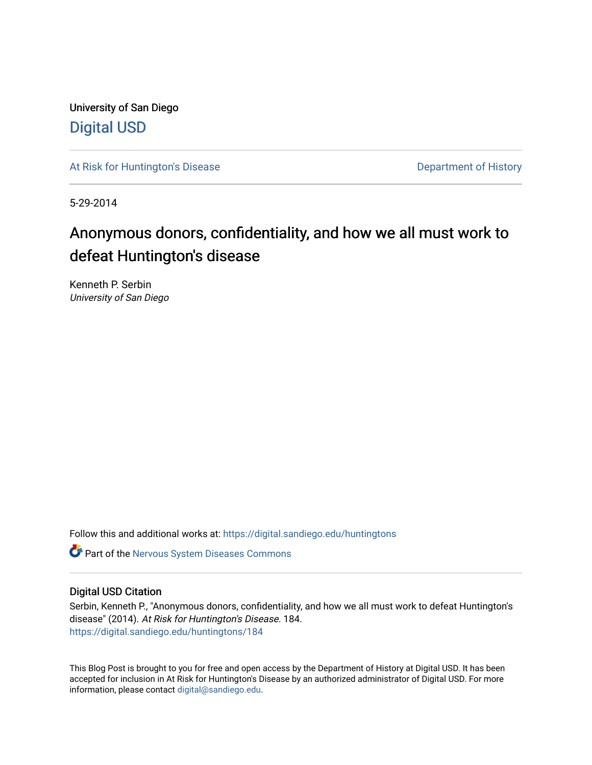University of San Diego

# Digital USD

At Risk for Huntington's Disease

Department of History

5-29-2014

# Anonymous donors, confidentiality, and how we all must work to defeat Huntington's disease

Kenneth P. Serbin
*University of San Diego*

Follow this and additional works at: https://digital.sandiego.edu/huntingtons

Part of the Nervous System Diseases Commons

## Digital USD Citation

Serbin, Kenneth P., "Anonymous donors, confidentiality, and how we all must work to defeat Huntington's disease" (2014). *At Risk for Huntington's Disease*. 184.
https://digital.sandiego.edu/huntingtons/184

This Blog Post is brought to you for free and open access by the Department of History at Digital USD. It has been accepted for inclusion in At Risk for Huntington's Disease by an authorized administrator of Digital USD. For more information, please contact digital@sandiego.edu.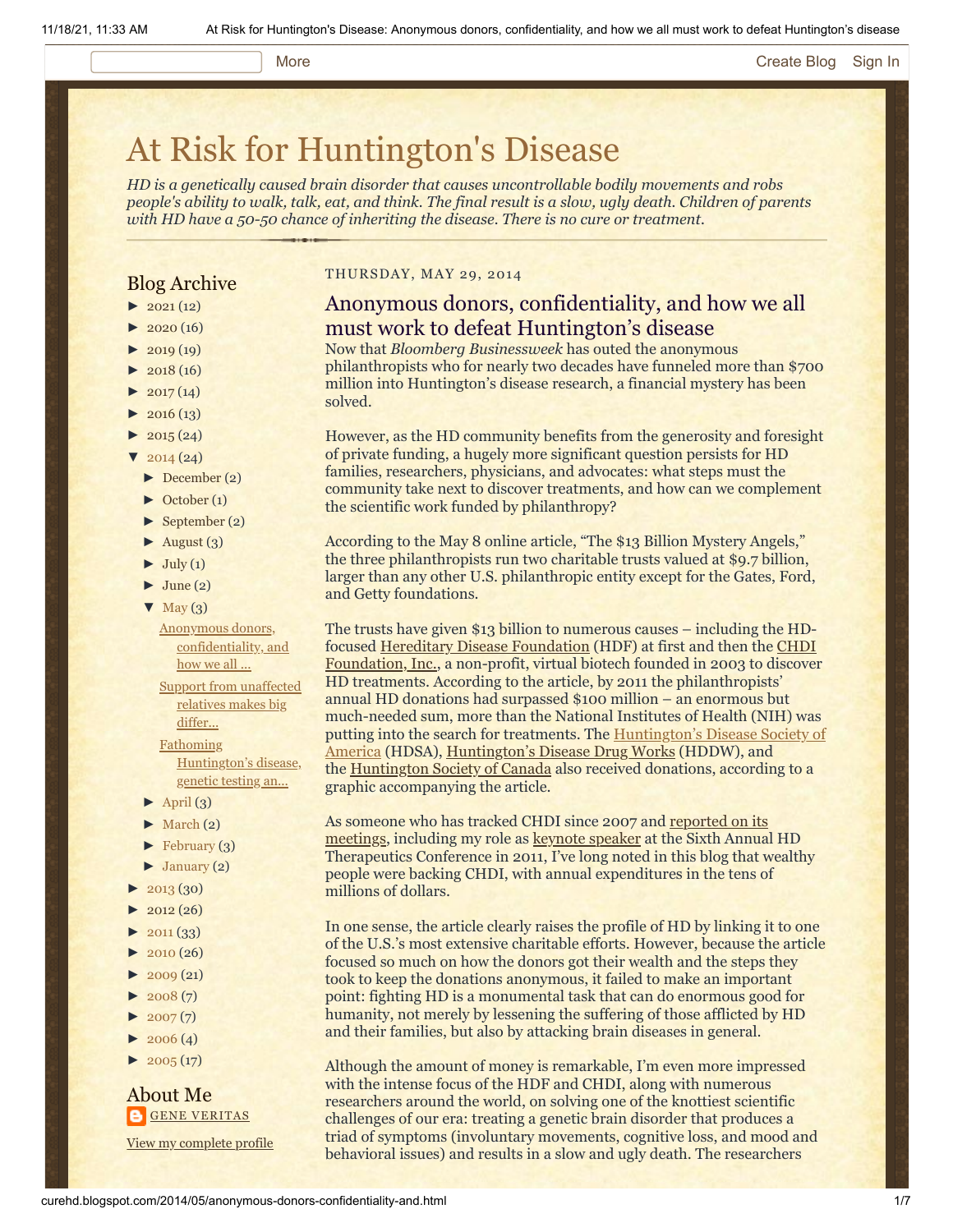# At Risk for Huntington's Disease

*HD is a genetically caused brain disorder that causes uncontrollable bodily movements and robs people's ability to walk, talk, eat, and think. The final result is a slow, ugly death. Children of parents with HD have a 50-50 chance of inheriting the disease. There is no cure or treatment.*

## Blog Archive

- ► 2021 (12)
- ► 2020 (16)
- ► 2019 (19)
- ► 2018 (16)
- ► 2017 (14)
- ► 2016 (13)
- ► 2015 (24)
- ▼ 2014 (24)
  - ► December (2)
  - ► October (1)
  - ► September (2)
  - ► August (3)
  - ► July (1)
  - ► June (2)
  - ▼ May (3)
    - Anonymous donors, confidentiality, and how we all ...
    - Support from unaffected relatives makes big differ...
    - Fathoming Huntington's disease, genetic testing an...
  - ► April (3)
  - ► March (2)
  - ► February (3)
  - ► January (2)
- ► 2013 (30)
- ► 2012 (26)
- ► 2011 (33)
- ► 2010 (26)
- ► 2009 (21)
- ► 2008 (7)
- ► 2007 (7)
- ► 2006 (4)
- ► 2005 (17)

## About Me

GENE VERITAS

View my complete profile

THURSDAY, MAY 29, 2014

## Anonymous donors, confidentiality, and how we all must work to defeat Huntington's disease

Now that *Bloomberg Businessweek* has outed the anonymous philanthropists who for nearly two decades have funneled more than $700 million into Huntington's disease research, a financial mystery has been solved.

However, as the HD community benefits from the generosity and foresight of private funding, a hugely more significant question persists for HD families, researchers, physicians, and advocates: what steps must the community take next to discover treatments, and how can we complement the scientific work funded by philanthropy?

According to the May 8 online article, "The $13 Billion Mystery Angels," the three philanthropists run two charitable trusts valued at $9.7 billion, larger than any other U.S. philanthropic entity except for the Gates, Ford, and Getty foundations.

The trusts have given $13 billion to numerous causes – including the HD-focused Hereditary Disease Foundation (HDF) at first and then the CHDI Foundation, Inc., a non-profit, virtual biotech founded in 2003 to discover HD treatments. According to the article, by 2011 the philanthropists' annual HD donations had surpassed $100 million – an enormous but much-needed sum, more than the National Institutes of Health (NIH) was putting into the search for treatments. The Huntington's Disease Society of America (HDSA), Huntington's Disease Drug Works (HDDW), and the Huntington Society of Canada also received donations, according to a graphic accompanying the article.

As someone who has tracked CHDI since 2007 and reported on its meetings, including my role as keynote speaker at the Sixth Annual HD Therapeutics Conference in 2011, I've long noted in this blog that wealthy people were backing CHDI, with annual expenditures in the tens of millions of dollars.

In one sense, the article clearly raises the profile of HD by linking it to one of the U.S.'s most extensive charitable efforts. However, because the article focused so much on how the donors got their wealth and the steps they took to keep the donations anonymous, it failed to make an important point: fighting HD is a monumental task that can do enormous good for humanity, not merely by lessening the suffering of those afflicted by HD and their families, but also by attacking brain diseases in general.

Although the amount of money is remarkable, I'm even more impressed with the intense focus of the HDF and CHDI, along with numerous researchers around the world, on solving one of the knottiest scientific challenges of our era: treating a genetic brain disorder that produces a triad of symptoms (involuntary movements, cognitive loss, and mood and behavioral issues) and results in a slow and ugly death. The researchers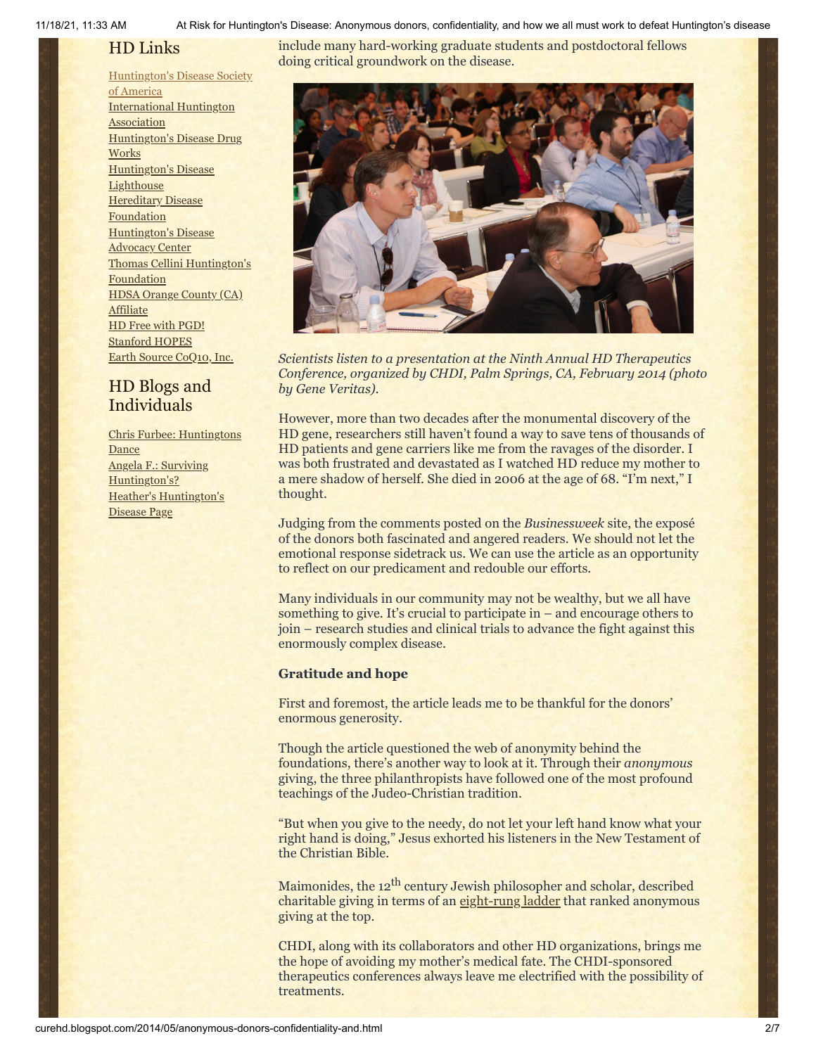## HD Links

[Huntington's Disease Society of America]
[International Huntington Association]
[Huntington's Disease Drug Works]
[Huntington's Disease Lighthouse]
[Hereditary Disease Foundation]
[Huntington's Disease Advocacy Center]
[Thomas Cellini Huntington's Foundation]
[HDSA Orange County (CA) Affiliate]
[HD Free with PGD!]
[Stanford HOPES]
[Earth Source CoQ10, Inc.]

## HD Blogs and Individuals

[Chris Furbee: Huntingtons Dance]
[Angela F.: Surviving Huntington's?]
[Heather's Huntington's Disease Page]

include many hard-working graduate students and postdoctoral fellows doing critical groundwork on the disease.

*Scientists listen to a presentation at the Ninth Annual HD Therapeutics Conference, organized by CHDI, Palm Springs, CA, February 2014 (photo by Gene Veritas).*

However, more than two decades after the monumental discovery of the HD gene, researchers still haven't found a way to save tens of thousands of HD patients and gene carriers like me from the ravages of the disorder. I was both frustrated and devastated as I watched HD reduce my mother to a mere shadow of herself. She died in 2006 at the age of 68. "I'm next," I thought.

Judging from the comments posted on the *Businessweek* site, the exposé of the donors both fascinated and angered readers. We should not let the emotional response sidetrack us. We can use the article as an opportunity to reflect on our predicament and redouble our efforts.

Many individuals in our community may not be wealthy, but we all have something to give. It's crucial to participate in – and encourage others to join – research studies and clinical trials to advance the fight against this enormously complex disease.

**Gratitude and hope**

First and foremost, the article leads me to be thankful for the donors' enormous generosity.

Though the article questioned the web of anonymity behind the foundations, there's another way to look at it. Through their *anonymous* giving, the three philanthropists have followed one of the most profound teachings of the Judeo-Christian tradition.

"But when you give to the needy, do not let your left hand know what your right hand is doing," Jesus exhorted his listeners in the New Testament of the Christian Bible.

Maimonides, the 12th century Jewish philosopher and scholar, described charitable giving in terms of an eight-rung ladder that ranked anonymous giving at the top.

CHDI, along with its collaborators and other HD organizations, brings me the hope of avoiding my mother's medical fate. The CHDI-sponsored therapeutics conferences always leave me electrified with the possibility of treatments.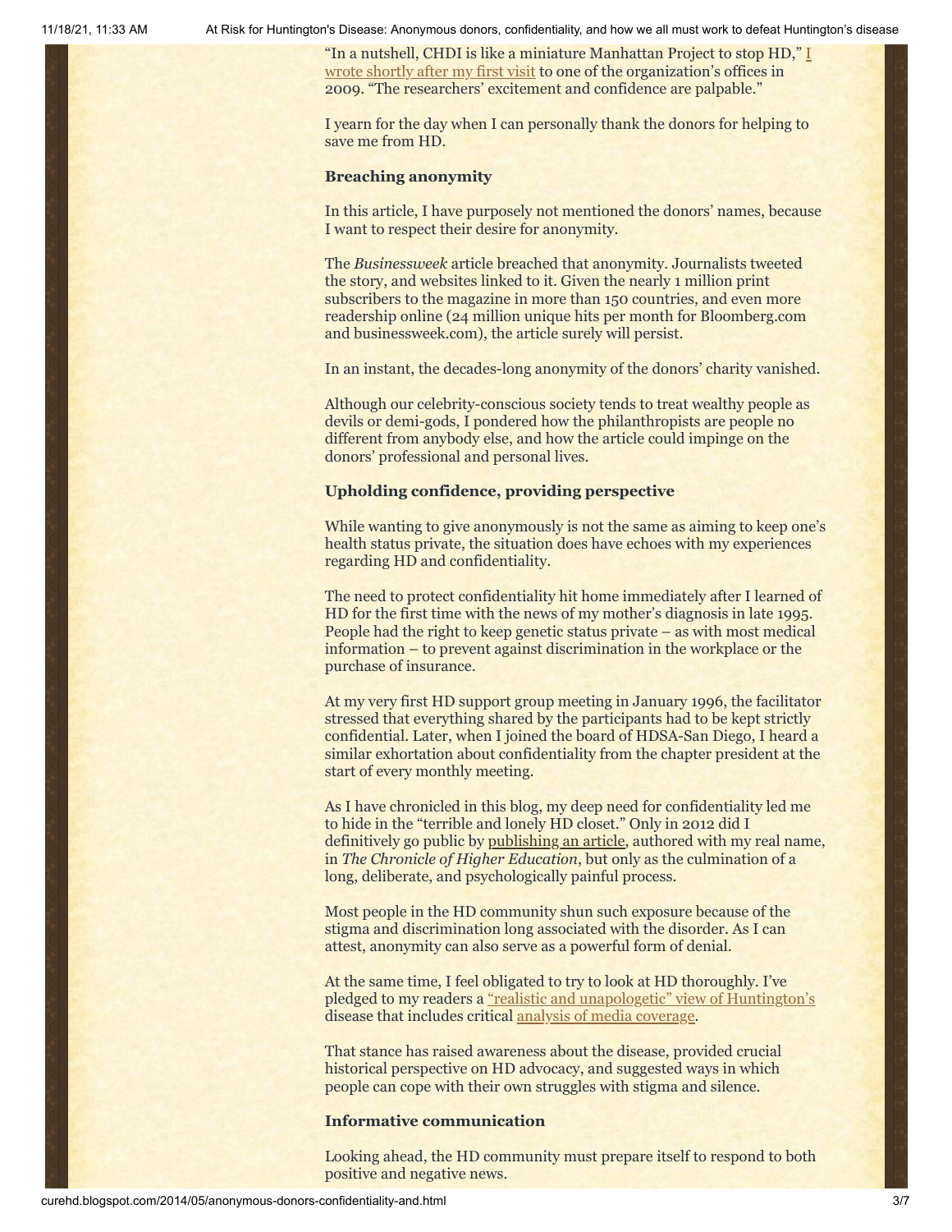"In a nutshell, CHDI is like a miniature Manhattan Project to stop HD," I wrote shortly after my first visit to one of the organization's offices in 2009. "The researchers' excitement and confidence are palpable."

I yearn for the day when I can personally thank the donors for helping to save me from HD.

**Breaching anonymity**

In this article, I have purposely not mentioned the donors' names, because I want to respect their desire for anonymity.

The *Businessweek* article breached that anonymity. Journalists tweeted the story, and websites linked to it. Given the nearly 1 million print subscribers to the magazine in more than 150 countries, and even more readership online (24 million unique hits per month for Bloomberg.com and businessweek.com), the article surely will persist.

In an instant, the decades-long anonymity of the donors' charity vanished.

Although our celebrity-conscious society tends to treat wealthy people as devils or demi-gods, I pondered how the philanthropists are people no different from anybody else, and how the article could impinge on the donors' professional and personal lives.

**Upholding confidence, providing perspective**

While wanting to give anonymously is not the same as aiming to keep one's health status private, the situation does have echoes with my experiences regarding HD and confidentiality.

The need to protect confidentiality hit home immediately after I learned of HD for the first time with the news of my mother's diagnosis in late 1995. People had the right to keep genetic status private – as with most medical information – to prevent against discrimination in the workplace or the purchase of insurance.

At my very first HD support group meeting in January 1996, the facilitator stressed that everything shared by the participants had to be kept strictly confidential. Later, when I joined the board of HDSA-San Diego, I heard a similar exhortation about confidentiality from the chapter president at the start of every monthly meeting.

As I have chronicled in this blog, my deep need for confidentiality led me to hide in the "terrible and lonely HD closet." Only in 2012 did I definitively go public by publishing an article, authored with my real name, in *The Chronicle of Higher Education*, but only as the culmination of a long, deliberate, and psychologically painful process.

Most people in the HD community shun such exposure because of the stigma and discrimination long associated with the disorder. As I can attest, anonymity can also serve as a powerful form of denial.

At the same time, I feel obligated to try to look at HD thoroughly. I've pledged to my readers a "realistic and unapologetic" view of Huntington's disease that includes critical analysis of media coverage.

That stance has raised awareness about the disease, provided crucial historical perspective on HD advocacy, and suggested ways in which people can cope with their own struggles with stigma and silence.

**Informative communication**

Looking ahead, the HD community must prepare itself to respond to both positive and negative news.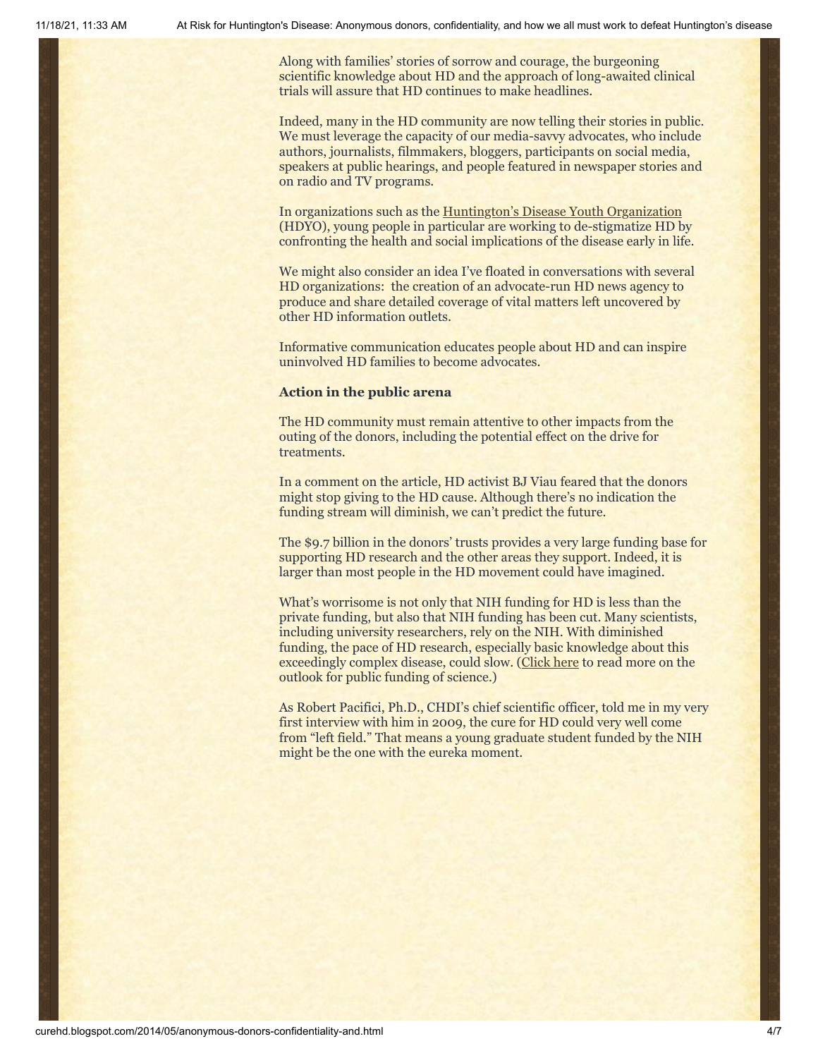Along with families' stories of sorrow and courage, the burgeoning scientific knowledge about HD and the approach of long-awaited clinical trials will assure that HD continues to make headlines.

Indeed, many in the HD community are now telling their stories in public. We must leverage the capacity of our media-savvy advocates, who include authors, journalists, filmmakers, bloggers, participants on social media, speakers at public hearings, and people featured in newspaper stories and on radio and TV programs.

In organizations such as the Huntington's Disease Youth Organization (HDYO), young people in particular are working to de-stigmatize HD by confronting the health and social implications of the disease early in life.

We might also consider an idea I've floated in conversations with several HD organizations: the creation of an advocate-run HD news agency to produce and share detailed coverage of vital matters left uncovered by other HD information outlets.

Informative communication educates people about HD and can inspire uninvolved HD families to become advocates.

**Action in the public arena**

The HD community must remain attentive to other impacts from the outing of the donors, including the potential effect on the drive for treatments.

In a comment on the article, HD activist BJ Viau feared that the donors might stop giving to the HD cause. Although there's no indication the funding stream will diminish, we can't predict the future.

The $9.7 billion in the donors' trusts provides a very large funding base for supporting HD research and the other areas they support. Indeed, it is larger than most people in the HD movement could have imagined.

What's worrisome is not only that NIH funding for HD is less than the private funding, but also that NIH funding has been cut. Many scientists, including university researchers, rely on the NIH. With diminished funding, the pace of HD research, especially basic knowledge about this exceedingly complex disease, could slow. (Click here to read more on the outlook for public funding of science.)

As Robert Pacifici, Ph.D., CHDI's chief scientific officer, told me in my very first interview with him in 2009, the cure for HD could very well come from "left field." That means a young graduate student funded by the NIH might be the one with the eureka moment.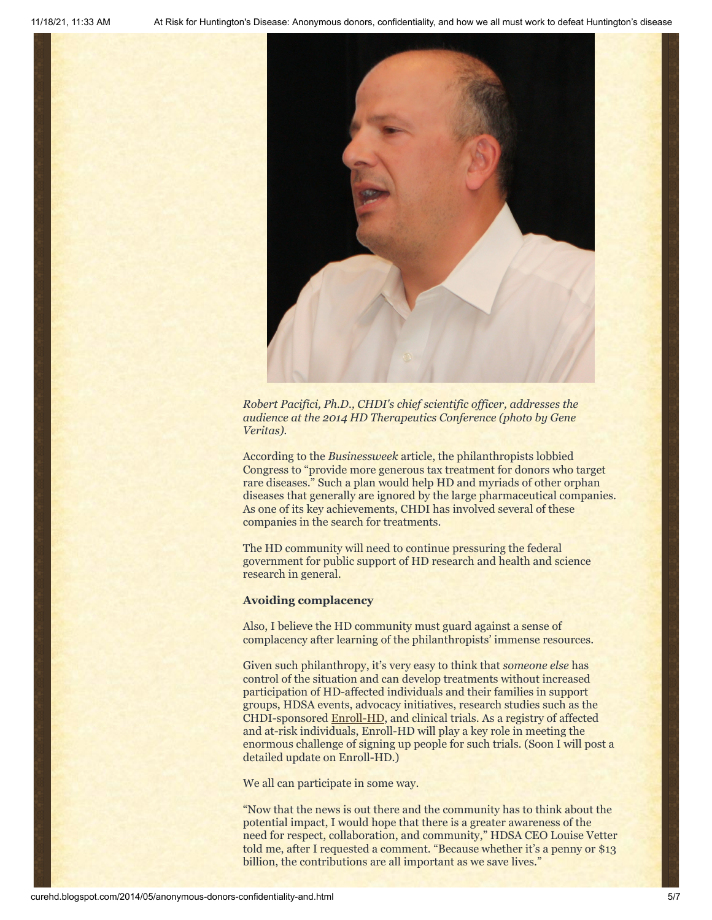*Robert Pacifici, Ph.D., CHDI's chief scientific officer, addresses the audience at the 2014 HD Therapeutics Conference (photo by Gene Veritas).*

According to the *Businessweek* article, the philanthropists lobbied Congress to "provide more generous tax treatment for donors who target rare diseases." Such a plan would help HD and myriads of other orphan diseases that generally are ignored by the large pharmaceutical companies. As one of its key achievements, CHDI has involved several of these companies in the search for treatments.

The HD community will need to continue pressuring the federal government for public support of HD research and health and science research in general.

**Avoiding complacency**

Also, I believe the HD community must guard against a sense of complacency after learning of the philanthropists' immense resources.

Given such philanthropy, it's very easy to think that *someone else* has control of the situation and can develop treatments without increased participation of HD-affected individuals and their families in support groups, HDSA events, advocacy initiatives, research studies such as the CHDI-sponsored Enroll-HD, and clinical trials. As a registry of affected and at-risk individuals, Enroll-HD will play a key role in meeting the enormous challenge of signing up people for such trials. (Soon I will post a detailed update on Enroll-HD.)

We all can participate in some way.

"Now that the news is out there and the community has to think about the potential impact, I would hope that there is a greater awareness of the need for respect, collaboration, and community," HDSA CEO Louise Vetter told me, after I requested a comment. "Because whether it's a penny or $13 billion, the contributions are all important as we save lives."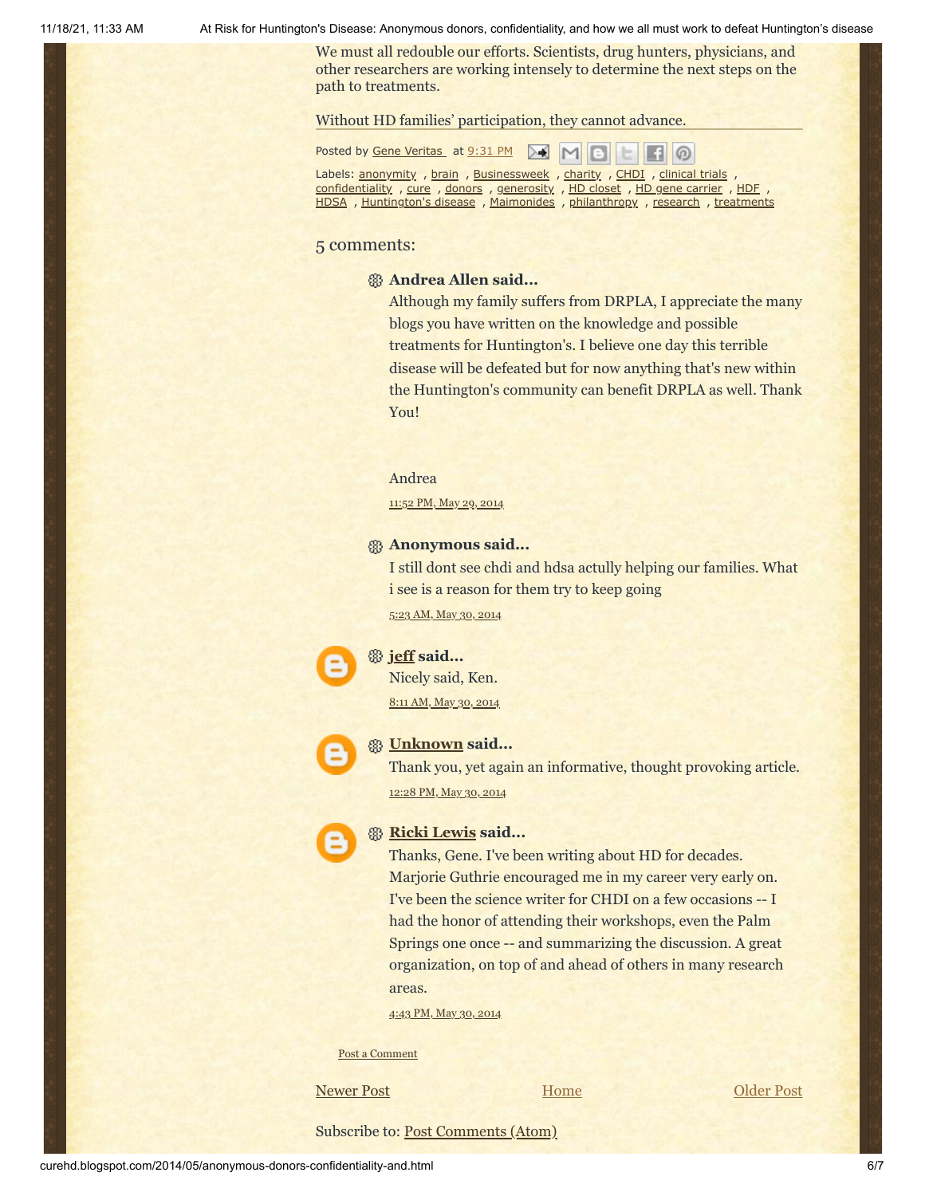We must all redouble our efforts. Scientists, drug hunters, physicians, and other researchers are working intensely to determine the next steps on the path to treatments.

Without HD families' participation, they cannot advance.

Posted by Gene Veritas at 9:31 PM

Labels: anonymity , brain , Businessweek , charity , CHDI , clinical trials , confidentiality , cure , donors , generosity , HD closet , HD gene carrier , HDF , HDSA , Huntington's disease , Maimonides , philanthropy , research , treatments

## 5 comments:

**Andrea Allen said...**

Although my family suffers from DRPLA, I appreciate the many blogs you have written on the knowledge and possible treatments for Huntington's. I believe one day this terrible disease will be defeated but for now anything that's new within the Huntington's community can benefit DRPLA as well. Thank You!

Andrea

11:52 PM, May 29, 2014

**Anonymous said...**

I still dont see chdi and hdsa actully helping our families. What i see is a reason for them try to keep going

5:23 AM, May 30, 2014

**jeff said...**

Nicely said, Ken.

8:11 AM, May 30, 2014

**Unknown said...**

Thank you, yet again an informative, thought provoking article.

12:28 PM, May 30, 2014

**Ricki Lewis said...**

Thanks, Gene. I've been writing about HD for decades. Marjorie Guthrie encouraged me in my career very early on. I've been the science writer for CHDI on a few occasions -- I had the honor of attending their workshops, even the Palm Springs one once -- and summarizing the discussion. A great organization, on top of and ahead of others in many research areas.

4:43 PM, May 30, 2014

Post a Comment

Newer Post | Home | Older Post

Subscribe to: Post Comments (Atom)